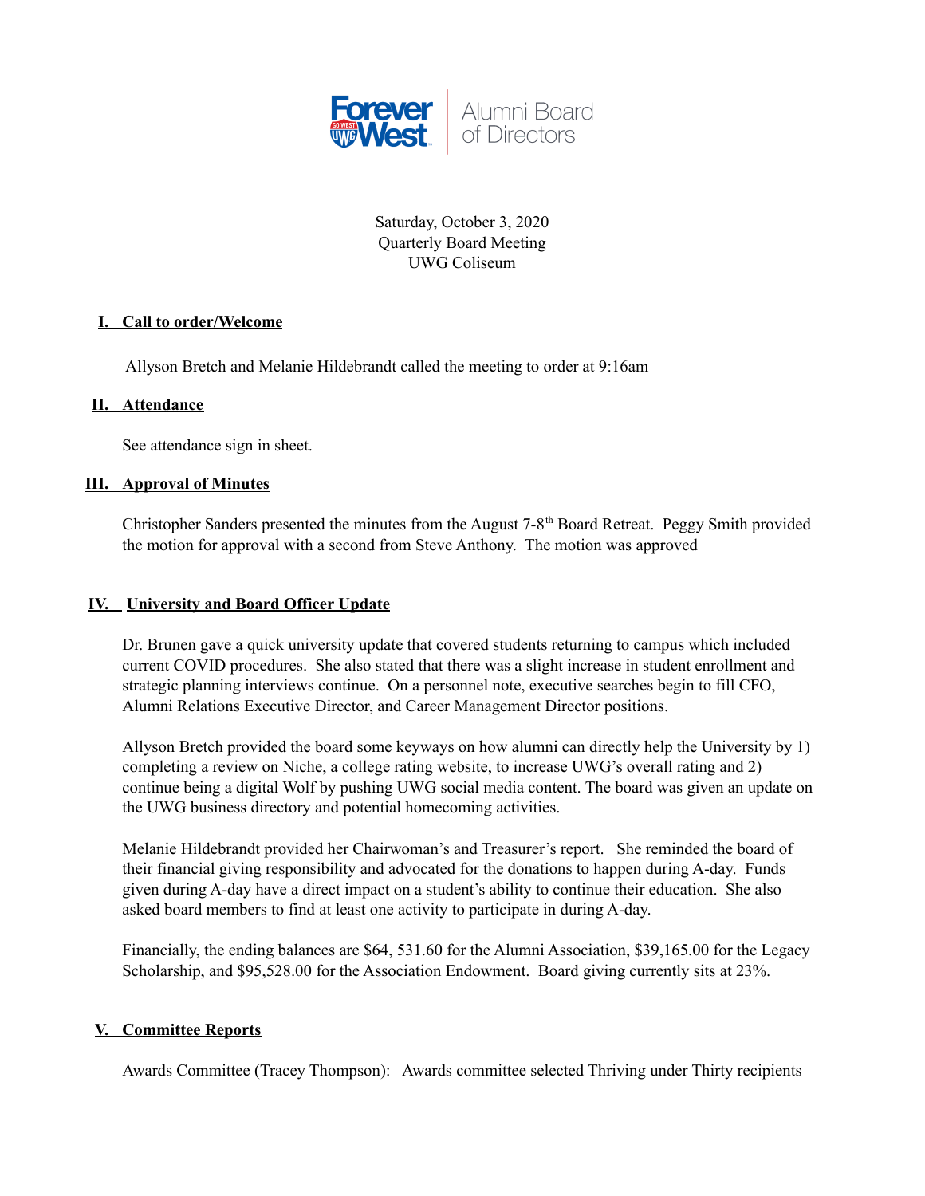Forever West | Alumni Board of Directors

Saturday, October 3, 2020
Quarterly Board Meeting
UWG Coliseum

## I. Call to order/Welcome

Allyson Bretch and Melanie Hildebrandt called the meeting to order at 9:16am

## II. Attendance

See attendance sign in sheet.

## III. Approval of Minutes

Christopher Sanders presented the minutes from the August 7-8th Board Retreat. Peggy Smith provided the motion for approval with a second from Steve Anthony. The motion was approved

## IV. University and Board Officer Update

Dr. Brunen gave a quick university update that covered students returning to campus which included current COVID procedures. She also stated that there was a slight increase in student enrollment and strategic planning interviews continue. On a personnel note, executive searches begin to fill CFO, Alumni Relations Executive Director, and Career Management Director positions.

Allyson Bretch provided the board some keyways on how alumni can directly help the University by 1) completing a review on Niche, a college rating website, to increase UWG's overall rating and 2) continue being a digital Wolf by pushing UWG social media content. The board was given an update on the UWG business directory and potential homecoming activities.

Melanie Hildebrandt provided her Chairwoman's and Treasurer's report. She reminded the board of their financial giving responsibility and advocated for the donations to happen during A-day. Funds given during A-day have a direct impact on a student's ability to continue their education. She also asked board members to find at least one activity to participate in during A-day.

Financially, the ending balances are $64, 531.60 for the Alumni Association, $39,165.00 for the Legacy Scholarship, and $95,528.00 for the Association Endowment. Board giving currently sits at 23%.

## V. Committee Reports

Awards Committee (Tracey Thompson): Awards committee selected Thriving under Thirty recipients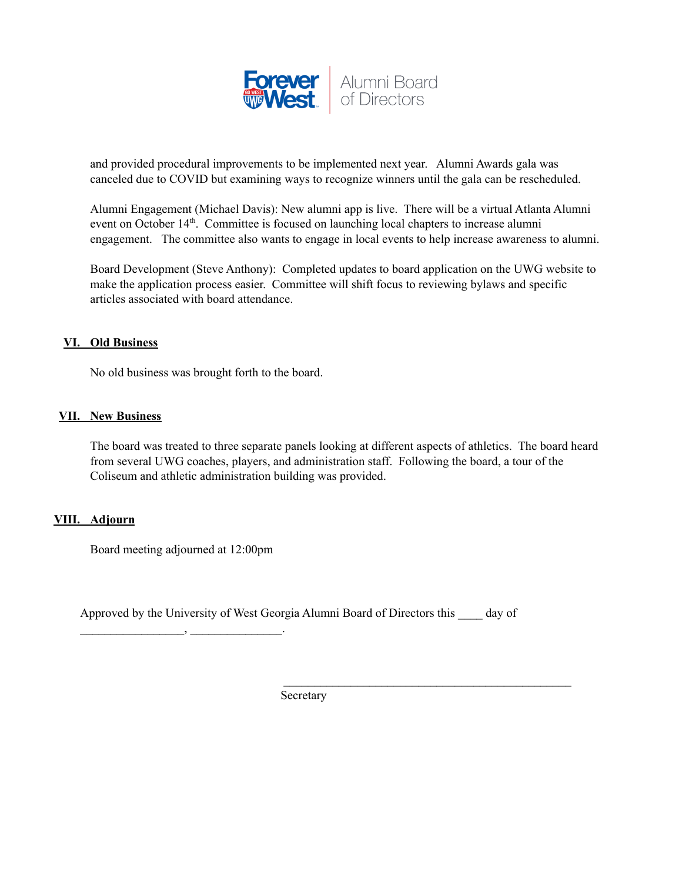and provided procedural improvements to be implemented next year. Alumni Awards gala was canceled due to COVID but examining ways to recognize winners until the gala can be rescheduled.

Alumni Engagement (Michael Davis): New alumni app is live. There will be a virtual Atlanta Alumni event on October 14th. Committee is focused on launching local chapters to increase alumni engagement. The committee also wants to engage in local events to help increase awareness to alumni.

Board Development (Steve Anthony): Completed updates to board application on the UWG website to make the application process easier. Committee will shift focus to reviewing bylaws and specific articles associated with board attendance.

## VI. Old Business

No old business was brought forth to the board.

## VII. New Business

The board was treated to three separate panels looking at different aspects of athletics. The board heard from several UWG coaches, players, and administration staff. Following the board, a tour of the Coliseum and athletic administration building was provided.

## VIII. Adjourn

Board meeting adjourned at 12:00pm

Approved by the University of West Georgia Alumni Board of Directors this ____ day of _________________, _______________.

_________________________________________________

Secretary